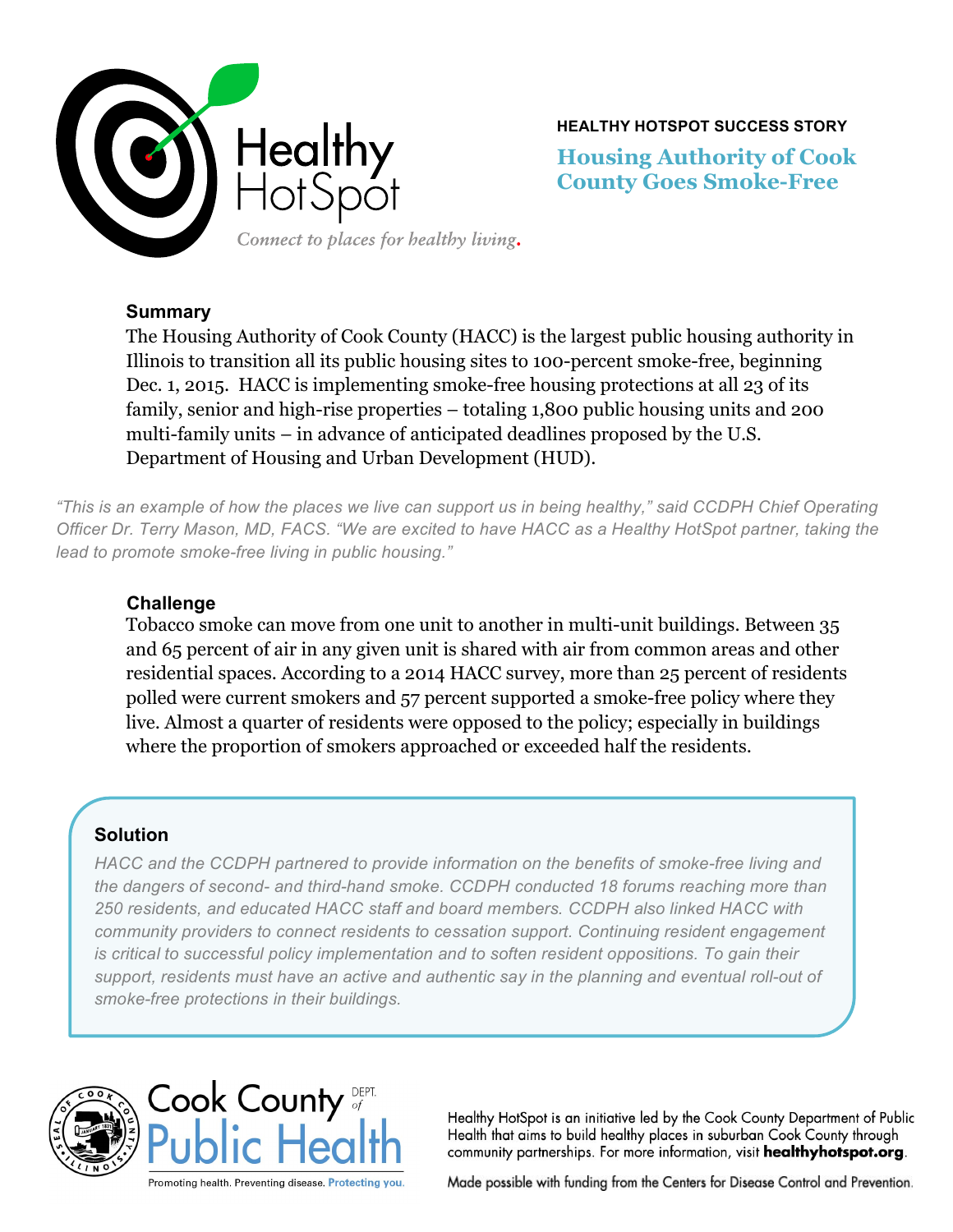Healthy HotSpot

*Connect to places for healthy living.*

**HEALTHY HOTSPOT SUCCESS STORY**

# Housing Authority of Cook County Goes Smoke-Free

## Summary

The Housing Authority of Cook County (HACC) is the largest public housing authority in Illinois to transition all its public housing sites to 100-percent smoke-free, beginning Dec. 1, 2015. HACC is implementing smoke-free housing protections at all 23 of its family, senior and high-rise properties – totaling 1,800 public housing units and 200 multi-family units – in advance of anticipated deadlines proposed by the U.S. Department of Housing and Urban Development (HUD).

*"This is an example of how the places we live can support us in being healthy," said CCDPH Chief Operating Officer Dr. Terry Mason, MD, FACS. "We are excited to have HACC as a Healthy HotSpot partner, taking the lead to promote smoke-free living in public housing."*

## Challenge

Tobacco smoke can move from one unit to another in multi-unit buildings. Between 35 and 65 percent of air in any given unit is shared with air from common areas and other residential spaces. According to a 2014 HACC survey, more than 25 percent of residents polled were current smokers and 57 percent supported a smoke-free policy where they live. Almost a quarter of residents were opposed to the policy; especially in buildings where the proportion of smokers approached or exceeded half the residents.

## Solution

*HACC and the CCDPH partnered to provide information on the benefits of smoke-free living and the dangers of second- and third-hand smoke. CCDPH conducted 18 forums reaching more than 250 residents, and educated HACC staff and board members. CCDPH also linked HACC with community providers to connect residents to cessation support. Continuing resident engagement is critical to successful policy implementation and to soften resident oppositions. To gain their support, residents must have an active and authentic say in the planning and eventual roll-out of smoke-free protections in their buildings.*

Cook County Dept. of Public Health

Promoting health. Preventing disease. Protecting you.

Healthy HotSpot is an initiative led by the Cook County Department of Public Health that aims to build healthy places in suburban Cook County through community partnerships. For more information, visit **healthyhotspot.org**.

Made possible with funding from the Centers for Disease Control and Prevention.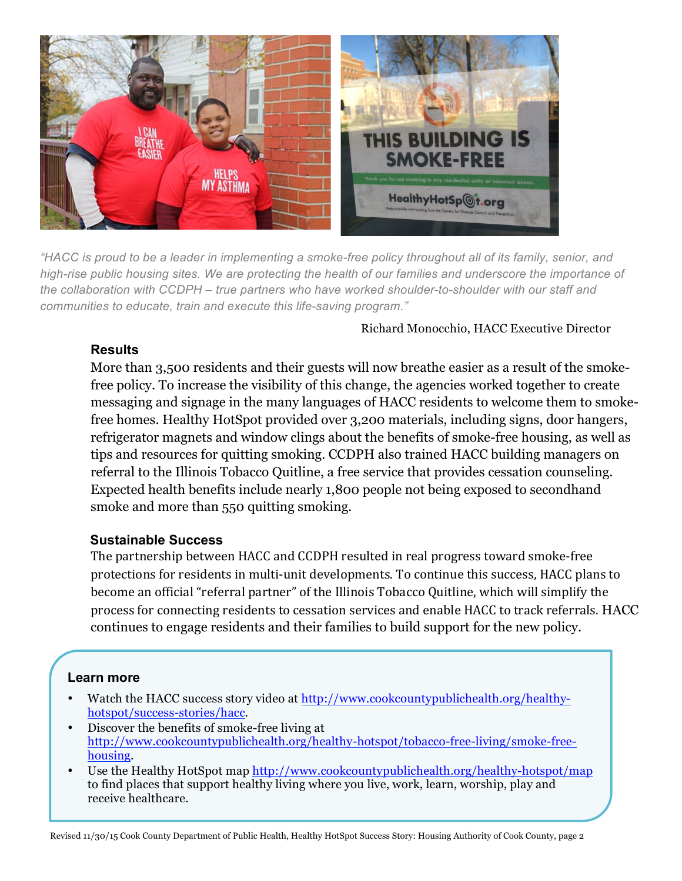*"HACC is proud to be a leader in implementing a smoke-free policy throughout all of its family, senior, and high-rise public housing sites. We are protecting the health of our families and underscore the importance of the collaboration with CCDPH – true partners who have worked shoulder-to-shoulder with our staff and communities to educate, train and execute this life-saving program."*

Richard Monocchio, HACC Executive Director

**Results**

More than 3,500 residents and their guests will now breathe easier as a result of the smoke-free policy. To increase the visibility of this change, the agencies worked together to create messaging and signage in the many languages of HACC residents to welcome them to smoke-free homes. Healthy HotSpot provided over 3,200 materials, including signs, door hangers, refrigerator magnets and window clings about the benefits of smoke-free housing, as well as tips and resources for quitting smoking. CCDPH also trained HACC building managers on referral to the Illinois Tobacco Quitline, a free service that provides cessation counseling. Expected health benefits include nearly 1,800 people not being exposed to secondhand smoke and more than 550 quitting smoking.

**Sustainable Success**

The partnership between HACC and CCDPH resulted in real progress toward smoke-free protections for residents in multi-unit developments. To continue this success, HACC plans to become an official "referral partner" of the Illinois Tobacco Quitline, which will simplify the process for connecting residents to cessation services and enable HACC to track referrals. HACC continues to engage residents and their families to build support for the new policy.

**Learn more**

- Watch the HACC success story video at http://www.cookcountypublichealth.org/healthy-hotspot/success-stories/hacc.
- Discover the benefits of smoke-free living at http://www.cookcountypublichealth.org/healthy-hotspot/tobacco-free-living/smoke-free-housing.
- Use the Healthy HotSpot map http://www.cookcountypublichealth.org/healthy-hotspot/map to find places that support healthy living where you live, work, learn, worship, play and receive healthcare.

Revised 11/30/15 Cook County Department of Public Health, Healthy HotSpot Success Story: Housing Authority of Cook County, page 2